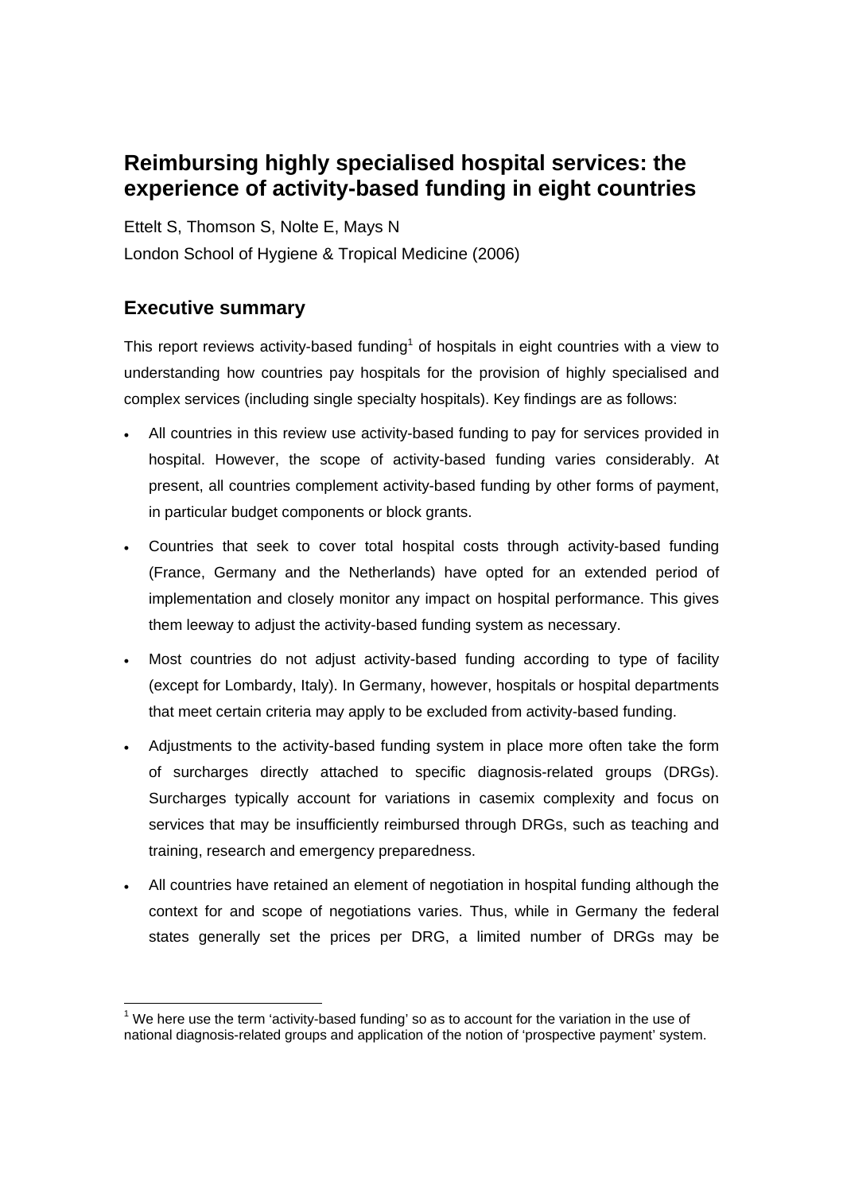# Reimbursing highly specialised hospital services: the experience of activity-based funding in eight countries

Ettelt S, Thomson S, Nolte E, Mays N

London School of Hygiene & Tropical Medicine (2006)

## Executive summary

This report reviews activity-based funding[1] of hospitals in eight countries with a view to understanding how countries pay hospitals for the provision of highly specialised and complex services (including single specialty hospitals). Key findings are as follows:

- All countries in this review use activity-based funding to pay for services provided in hospital. However, the scope of activity-based funding varies considerably. At present, all countries complement activity-based funding by other forms of payment, in particular budget components or block grants.
- Countries that seek to cover total hospital costs through activity-based funding (France, Germany and the Netherlands) have opted for an extended period of implementation and closely monitor any impact on hospital performance. This gives them leeway to adjust the activity-based funding system as necessary.
- Most countries do not adjust activity-based funding according to type of facility (except for Lombardy, Italy). In Germany, however, hospitals or hospital departments that meet certain criteria may apply to be excluded from activity-based funding.
- Adjustments to the activity-based funding system in place more often take the form of surcharges directly attached to specific diagnosis-related groups (DRGs). Surcharges typically account for variations in casemix complexity and focus on services that may be insufficiently reimbursed through DRGs, such as teaching and training, research and emergency preparedness.
- All countries have retained an element of negotiation in hospital funding although the context for and scope of negotiations varies. Thus, while in Germany the federal states generally set the prices per DRG, a limited number of DRGs may be

[1] We here use the term 'activity-based funding' so as to account for the variation in the use of national diagnosis-related groups and application of the notion of 'prospective payment' system.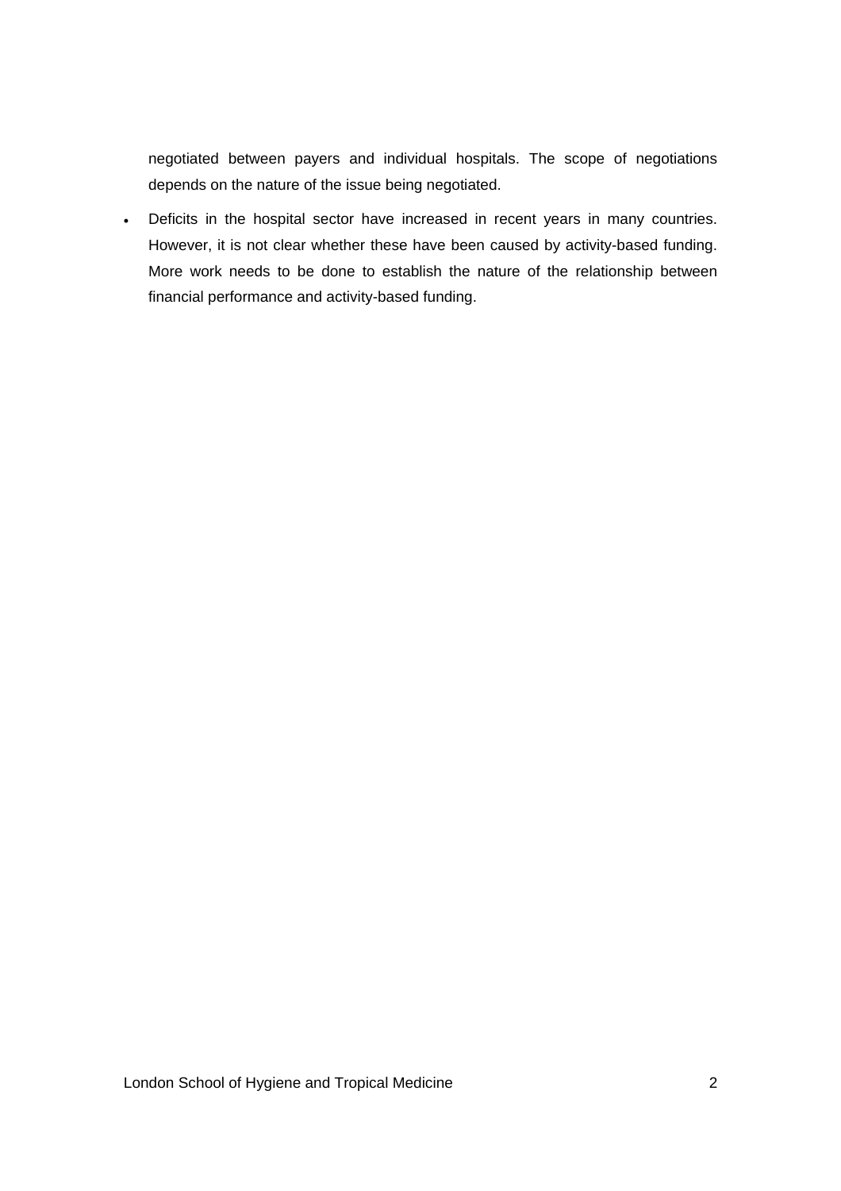negotiated between payers and individual hospitals. The scope of negotiations depends on the nature of the issue being negotiated.

- Deficits in the hospital sector have increased in recent years in many countries. However, it is not clear whether these have been caused by activity-based funding. More work needs to be done to establish the nature of the relationship between financial performance and activity-based funding.